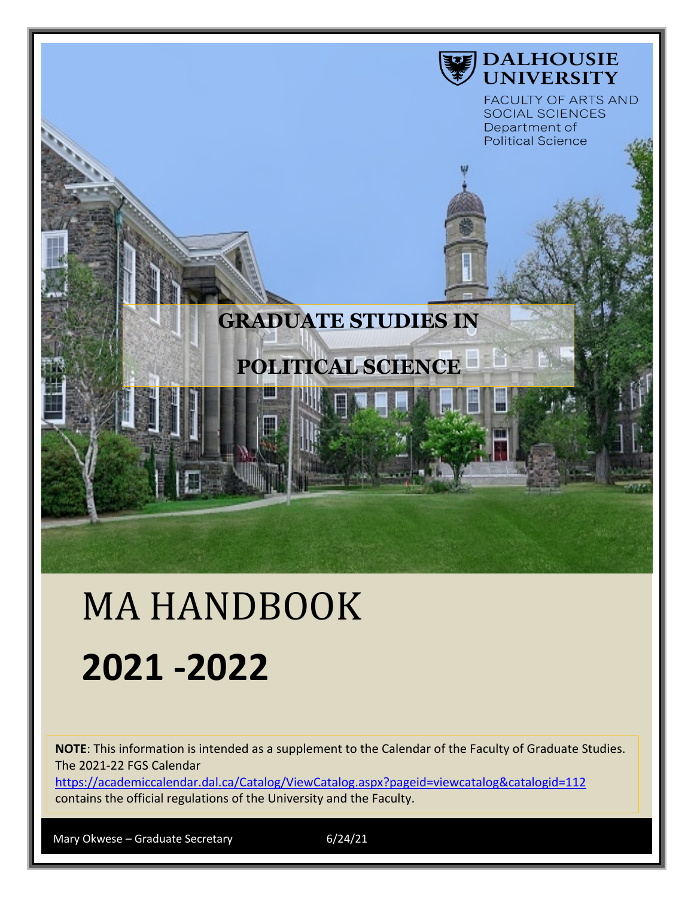DALHOUSIE UNIVERSITY

FACULTY OF ARTS AND SOCIAL SCIENCES
Department of Political Science

# GRADUATE STUDIES IN POLITICAL SCIENCE

# MA HANDBOOK

# 2021 -2022

**NOTE**: This information is intended as a supplement to the Calendar of the Faculty of Graduate Studies. The 2021-22 FGS Calendar https://academiccalendar.dal.ca/Catalog/ViewCatalog.aspx?pageid=viewcatalog&catalogid=112 contains the official regulations of the University and the Faculty.

Mary Okwese – Graduate Secretary 6/24/21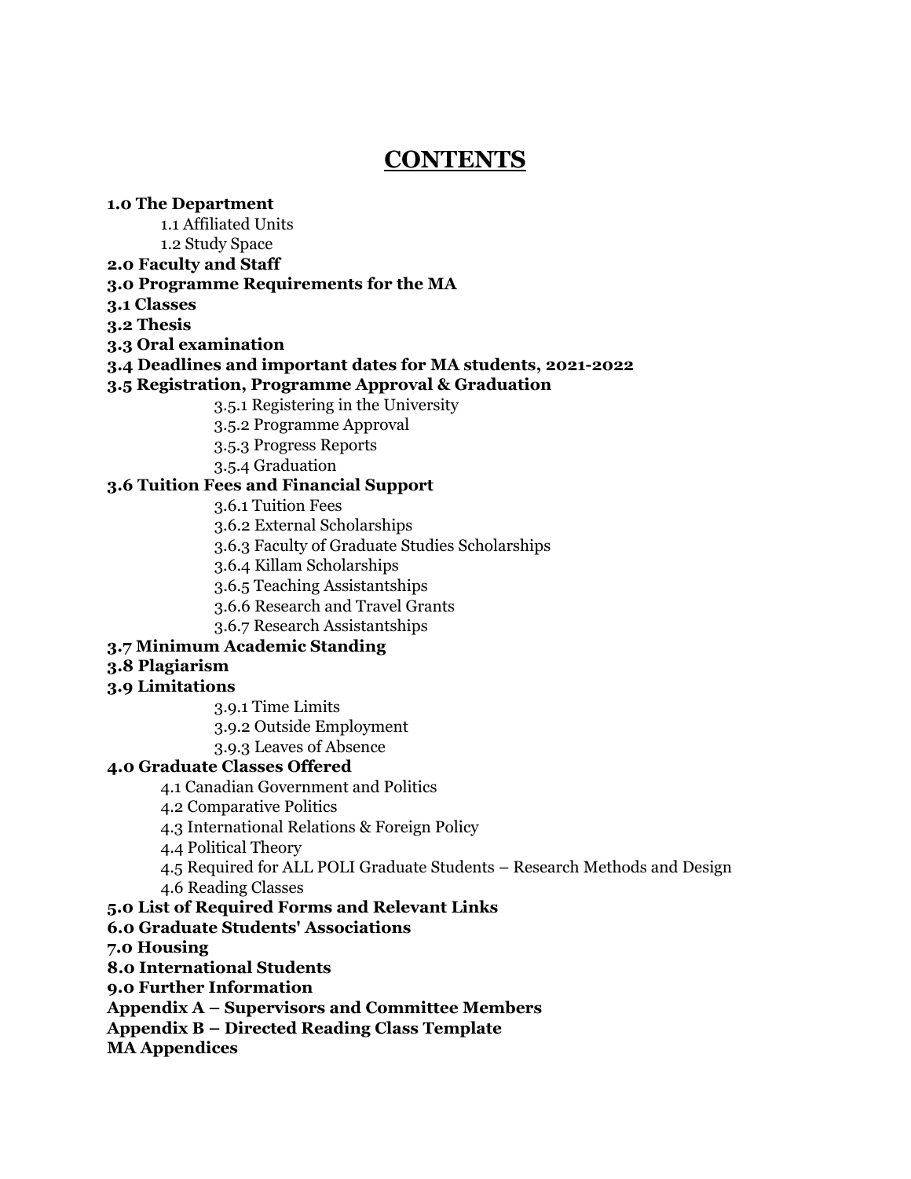# CONTENTS

**1.0 The Department**

- 1.1 Affiliated Units
- 1.2 Study Space

**2.0 Faculty and Staff**

**3.0 Programme Requirements for the MA**

**3.1 Classes**

**3.2 Thesis**

**3.3 Oral examination**

**3.4 Deadlines and important dates for MA students, 2021-2022**

**3.5 Registration, Programme Approval & Graduation**

- 3.5.1 Registering in the University
- 3.5.2 Programme Approval
- 3.5.3 Progress Reports
- 3.5.4 Graduation

**3.6 Tuition Fees and Financial Support**

- 3.6.1 Tuition Fees
- 3.6.2 External Scholarships
- 3.6.3 Faculty of Graduate Studies Scholarships
- 3.6.4 Killam Scholarships
- 3.6.5 Teaching Assistantships
- 3.6.6 Research and Travel Grants
- 3.6.7 Research Assistantships

**3.7 Minimum Academic Standing**

**3.8 Plagiarism**

**3.9 Limitations**

- 3.9.1 Time Limits
- 3.9.2 Outside Employment
- 3.9.3 Leaves of Absence

**4.0 Graduate Classes Offered**

- 4.1 Canadian Government and Politics
- 4.2 Comparative Politics
- 4.3 International Relations & Foreign Policy
- 4.4 Political Theory
- 4.5 Required for ALL POLI Graduate Students – Research Methods and Design
- 4.6 Reading Classes

**5.0 List of Required Forms and Relevant Links**

**6.0 Graduate Students' Associations**

**7.0 Housing**

**8.0 International Students**

**9.0 Further Information**

**Appendix A – Supervisors and Committee Members**

**Appendix B – Directed Reading Class Template**

**MA Appendices**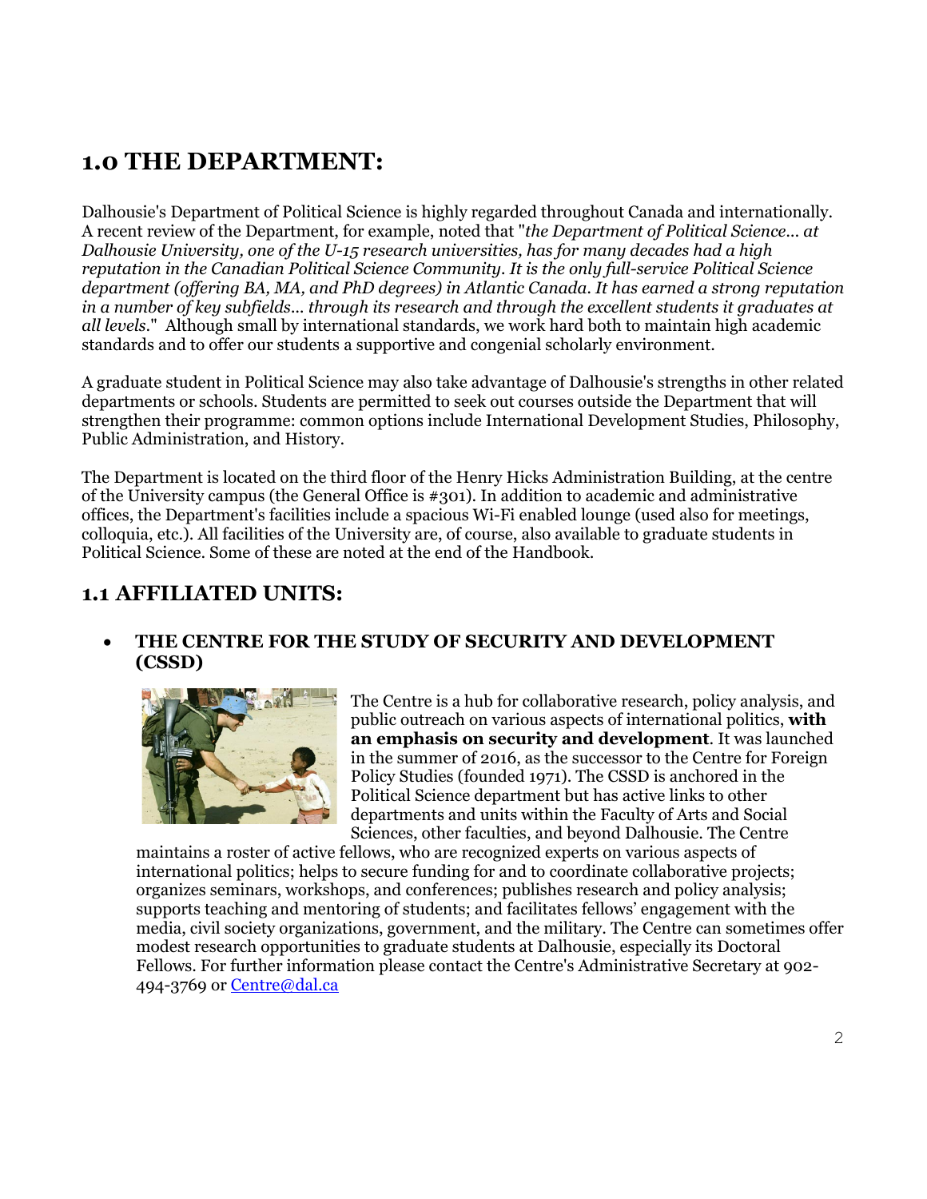# 1.0 THE DEPARTMENT:

Dalhousie's Department of Political Science is highly regarded throughout Canada and internationally. A recent review of the Department, for example, noted that "*the Department of Political Science... at Dalhousie University, one of the U-15 research universities, has for many decades had a high reputation in the Canadian Political Science Community. It is the only full-service Political Science department (offering BA, MA, and PhD degrees) in Atlantic Canada. It has earned a strong reputation in a number of key subfields... through its research and through the excellent students it graduates at all levels*." Although small by international standards, we work hard both to maintain high academic standards and to offer our students a supportive and congenial scholarly environment.

A graduate student in Political Science may also take advantage of Dalhousie's strengths in other related departments or schools. Students are permitted to seek out courses outside the Department that will strengthen their programme: common options include International Development Studies, Philosophy, Public Administration, and History.

The Department is located on the third floor of the Henry Hicks Administration Building, at the centre of the University campus (the General Office is #301). In addition to academic and administrative offices, the Department's facilities include a spacious Wi-Fi enabled lounge (used also for meetings, colloquia, etc.). All facilities of the University are, of course, also available to graduate students in Political Science. Some of these are noted at the end of the Handbook.

## 1.1 AFFILIATED UNITS:

- **THE CENTRE FOR THE STUDY OF SECURITY AND DEVELOPMENT (CSSD)**

  The Centre is a hub for collaborative research, policy analysis, and public outreach on various aspects of international politics, **with an emphasis on security and development**. It was launched in the summer of 2016, as the successor to the Centre for Foreign Policy Studies (founded 1971). The CSSD is anchored in the Political Science department but has active links to other departments and units within the Faculty of Arts and Social Sciences, other faculties, and beyond Dalhousie. The Centre maintains a roster of active fellows, who are recognized experts on various aspects of international politics; helps to secure funding for and to coordinate collaborative projects; organizes seminars, workshops, and conferences; publishes research and policy analysis; supports teaching and mentoring of students; and facilitates fellows' engagement with the media, civil society organizations, government, and the military. The Centre can sometimes offer modest research opportunities to graduate students at Dalhousie, especially its Doctoral Fellows. For further information please contact the Centre's Administrative Secretary at 902-494-3769 or Centre@dal.ca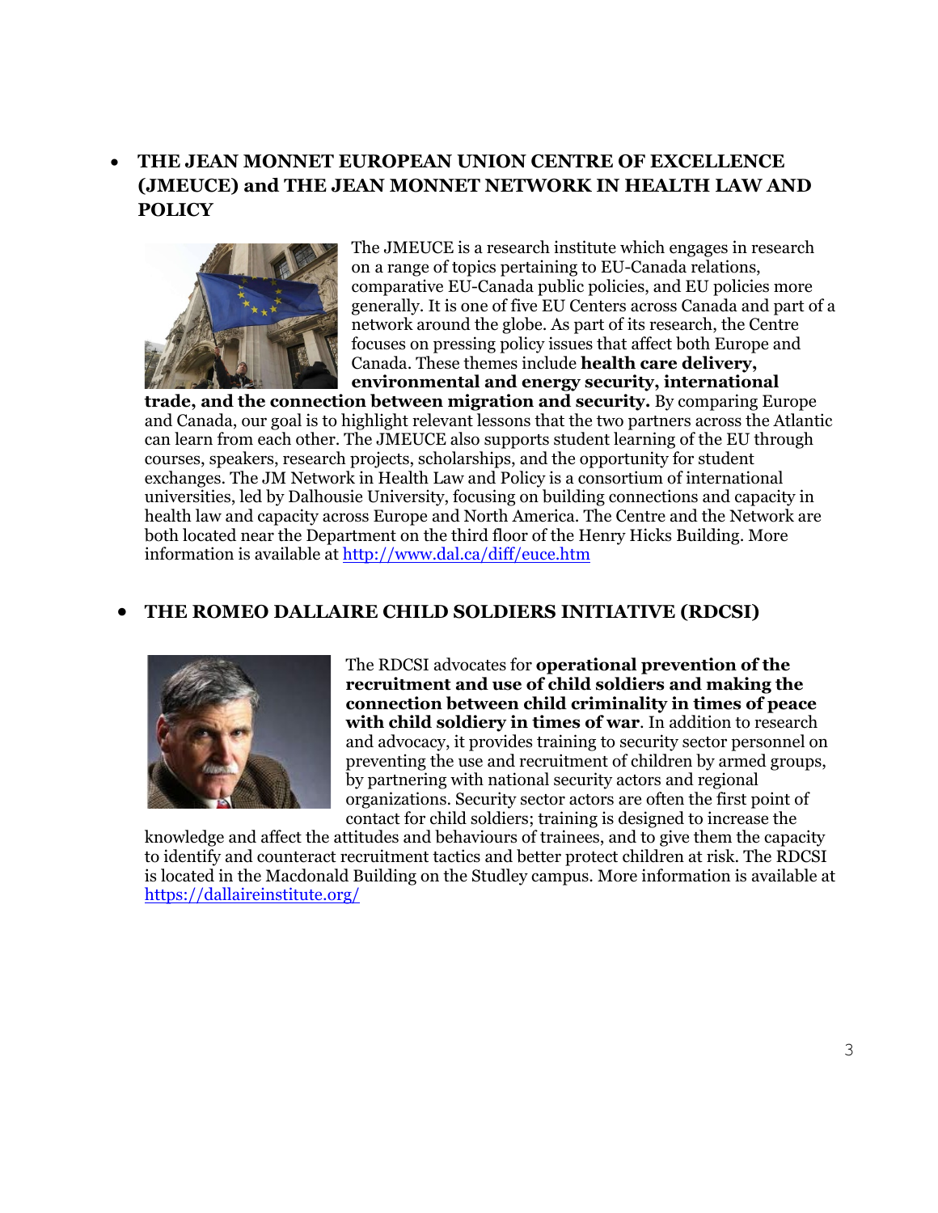- **THE JEAN MONNET EUROPEAN UNION CENTRE OF EXCELLENCE (JMEUCE) and THE JEAN MONNET NETWORK IN HEALTH LAW AND POLICY**

The JMEUCE is a research institute which engages in research on a range of topics pertaining to EU-Canada relations, comparative EU-Canada public policies, and EU policies more generally. It is one of five EU Centers across Canada and part of a network around the globe. As part of its research, the Centre focuses on pressing policy issues that affect both Europe and Canada. These themes include **health care delivery, environmental and energy security, international trade, and the connection between migration and security.** By comparing Europe and Canada, our goal is to highlight relevant lessons that the two partners across the Atlantic can learn from each other. The JMEUCE also supports student learning of the EU through courses, speakers, research projects, scholarships, and the opportunity for student exchanges. The JM Network in Health Law and Policy is a consortium of international universities, led by Dalhousie University, focusing on building connections and capacity in health law and capacity across Europe and North America. The Centre and the Network are both located near the Department on the third floor of the Henry Hicks Building. More information is available at [http://www.dal.ca/diff/euce.htm](http://www.dal.ca/diff/euce.htm)

- **THE ROMEO DALLAIRE CHILD SOLDIERS INITIATIVE (RDCSI)**

The RDCSI advocates for **operational prevention of the recruitment and use of child soldiers and making the connection between child criminality in times of peace with child soldiery in times of war**. In addition to research and advocacy, it provides training to security sector personnel on preventing the use and recruitment of children by armed groups, by partnering with national security actors and regional organizations. Security sector actors are often the first point of contact for child soldiers; training is designed to increase the knowledge and affect the attitudes and behaviours of trainees, and to give them the capacity to identify and counteract recruitment tactics and better protect children at risk. The RDCSI is located in the Macdonald Building on the Studley campus. More information is available at [https://dallaireinstitute.org/](https://dallaireinstitute.org/)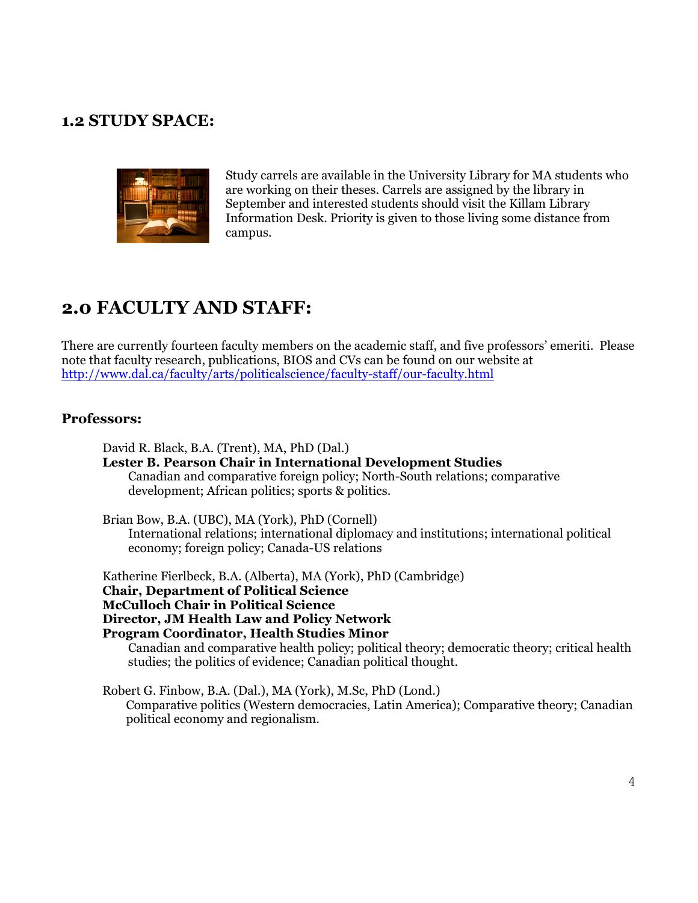## 1.2 STUDY SPACE:

Study carrels are available in the University Library for MA students who are working on their theses. Carrels are assigned by the library in September and interested students should visit the Killam Library Information Desk. Priority is given to those living some distance from campus.

# 2.0 FACULTY AND STAFF:

There are currently fourteen faculty members on the academic staff, and five professors' emeriti. Please note that faculty research, publications, BIOS and CVs can be found on our website at [http://www.dal.ca/faculty/arts/politicalscience/faculty-staff/our-faculty.html](http://www.dal.ca/faculty/arts/politicalscience/faculty-staff/our-faculty.html)

### Professors:

David R. Black, B.A. (Trent), MA, PhD (Dal.)
**Lester B. Pearson Chair in International Development Studies**
Canadian and comparative foreign policy; North-South relations; comparative development; African politics; sports & politics.

Brian Bow, B.A. (UBC), MA (York), PhD (Cornell)
International relations; international diplomacy and institutions; international political economy; foreign policy; Canada-US relations

Katherine Fierlbeck, B.A. (Alberta), MA (York), PhD (Cambridge)
**Chair, Department of Political Science**
**McCulloch Chair in Political Science**
**Director, JM Health Law and Policy Network**
**Program Coordinator, Health Studies Minor**
Canadian and comparative health policy; political theory; democratic theory; critical health studies; the politics of evidence; Canadian political thought.

Robert G. Finbow, B.A. (Dal.), MA (York), M.Sc, PhD (Lond.)
Comparative politics (Western democracies, Latin America); Comparative theory; Canadian political economy and regionalism.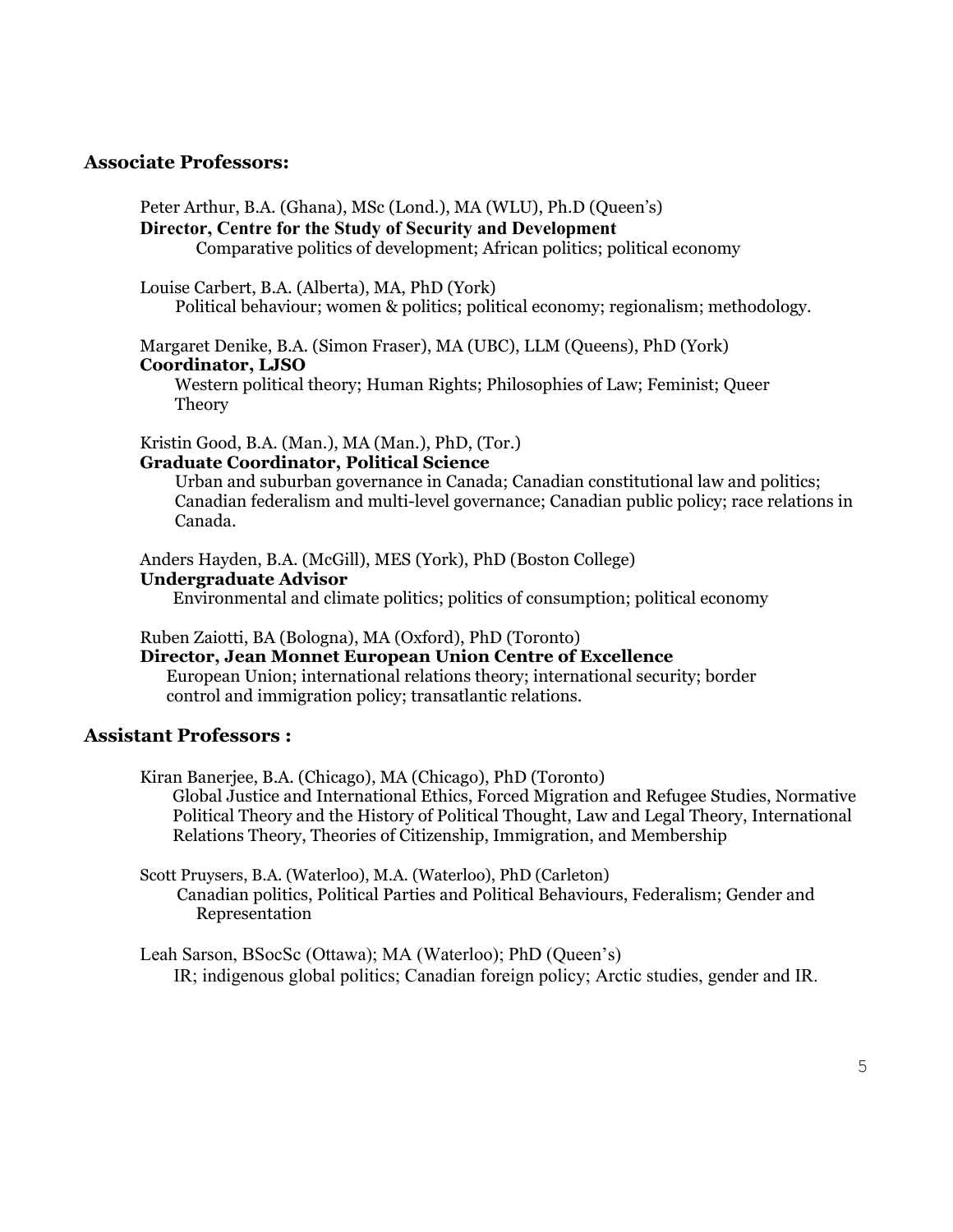## Associate Professors:

Peter Arthur, B.A. (Ghana), MSc (Lond.), MA (WLU), Ph.D (Queen's)
**Director, Centre for the Study of Security and Development**
Comparative politics of development; African politics; political economy

Louise Carbert, B.A. (Alberta), MA, PhD (York)
Political behaviour; women & politics; political economy; regionalism; methodology.

Margaret Denike, B.A. (Simon Fraser), MA (UBC), LLM (Queens), PhD (York)
**Coordinator, LJSO**
Western political theory; Human Rights; Philosophies of Law; Feminist; Queer Theory

Kristin Good, B.A. (Man.), MA (Man.), PhD, (Tor.)
**Graduate Coordinator, Political Science**
Urban and suburban governance in Canada; Canadian constitutional law and politics; Canadian federalism and multi-level governance; Canadian public policy; race relations in Canada.

Anders Hayden, B.A. (McGill), MES (York), PhD (Boston College)
**Undergraduate Advisor**
Environmental and climate politics; politics of consumption; political economy

Ruben Zaiotti, BA (Bologna), MA (Oxford), PhD (Toronto)
**Director, Jean Monnet European Union Centre of Excellence**
European Union; international relations theory; international security; border control and immigration policy; transatlantic relations.

## Assistant Professors :

Kiran Banerjee, B.A. (Chicago), MA (Chicago), PhD (Toronto)
Global Justice and International Ethics, Forced Migration and Refugee Studies, Normative Political Theory and the History of Political Thought, Law and Legal Theory, International Relations Theory, Theories of Citizenship, Immigration, and Membership

Scott Pruysers, B.A. (Waterloo), M.A. (Waterloo), PhD (Carleton)
Canadian politics, Political Parties and Political Behaviours, Federalism; Gender and Representation

Leah Sarson, BSocSc (Ottawa); MA (Waterloo); PhD (Queen's)
IR; indigenous global politics; Canadian foreign policy; Arctic studies, gender and IR.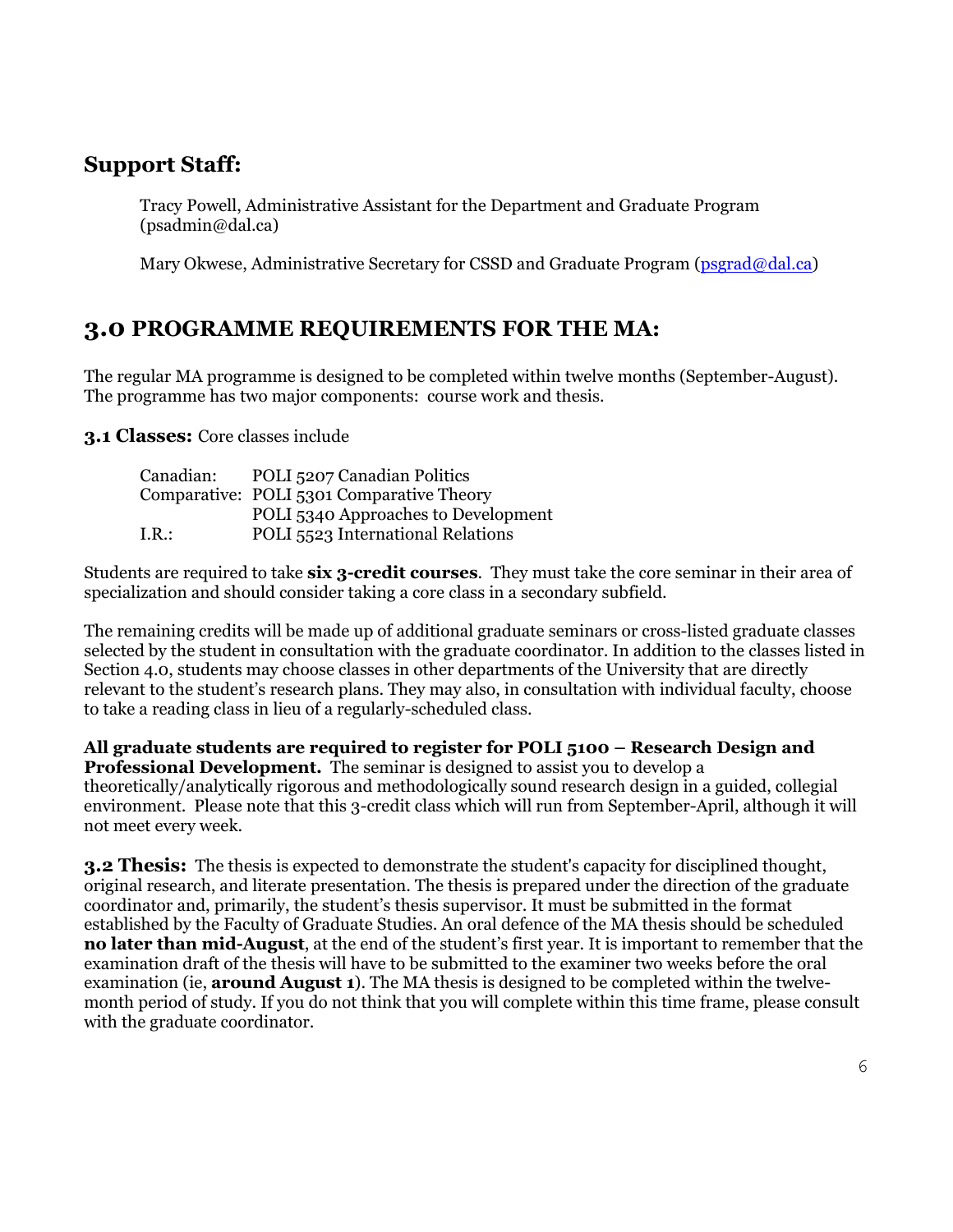## Support Staff:

Tracy Powell, Administrative Assistant for the Department and Graduate Program (psadmin@dal.ca)

Mary Okwese, Administrative Secretary for CSSD and Graduate Program (psgrad@dal.ca)

## 3.0 PROGRAMME REQUIREMENTS FOR THE MA:

The regular MA programme is designed to be completed within twelve months (September-August). The programme has two major components: course work and thesis.

**3.1 Classes:** Core classes include

| | |
|---|---|
| Canadian: | POLI 5207 Canadian Politics |
| Comparative: | POLI 5301 Comparative Theory |
| | POLI 5340 Approaches to Development |
| I.R.: | POLI 5523 International Relations |

Students are required to take **six 3-credit courses**. They must take the core seminar in their area of specialization and should consider taking a core class in a secondary subfield.

The remaining credits will be made up of additional graduate seminars or cross-listed graduate classes selected by the student in consultation with the graduate coordinator. In addition to the classes listed in Section 4.0, students may choose classes in other departments of the University that are directly relevant to the student's research plans. They may also, in consultation with individual faculty, choose to take a reading class in lieu of a regularly-scheduled class.

**All graduate students are required to register for POLI 5100 – Research Design and Professional Development.** The seminar is designed to assist you to develop a theoretically/analytically rigorous and methodologically sound research design in a guided, collegial environment. Please note that this 3-credit class which will run from September-April, although it will not meet every week.

**3.2 Thesis:** The thesis is expected to demonstrate the student's capacity for disciplined thought, original research, and literate presentation. The thesis is prepared under the direction of the graduate coordinator and, primarily, the student's thesis supervisor. It must be submitted in the format established by the Faculty of Graduate Studies. An oral defence of the MA thesis should be scheduled **no later than mid-August**, at the end of the student's first year. It is important to remember that the examination draft of the thesis will have to be submitted to the examiner two weeks before the oral examination (ie, **around August 1**). The MA thesis is designed to be completed within the twelve-month period of study. If you do not think that you will complete within this time frame, please consult with the graduate coordinator.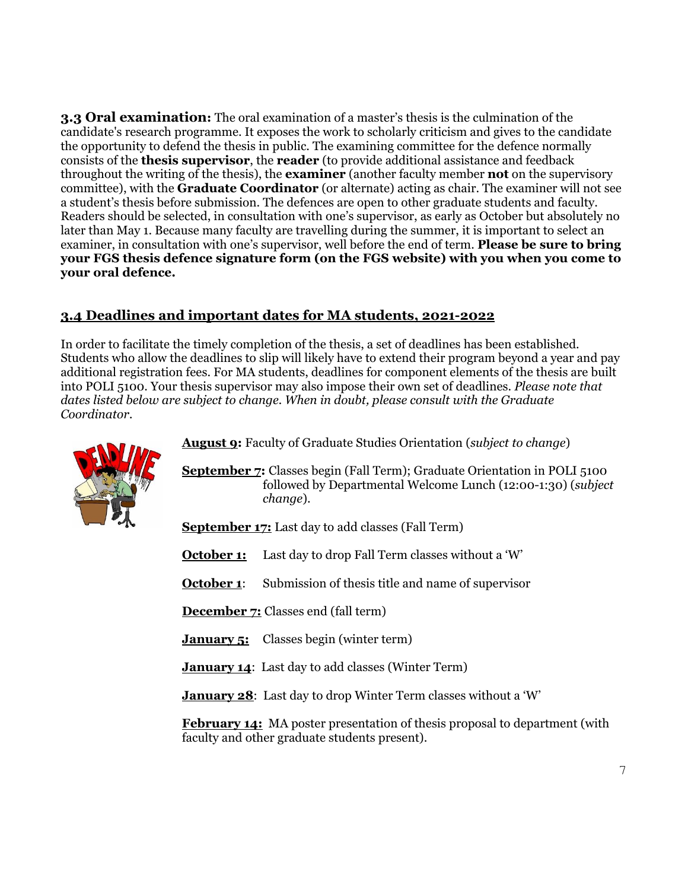**3.3 Oral examination:** The oral examination of a master's thesis is the culmination of the candidate's research programme. It exposes the work to scholarly criticism and gives to the candidate the opportunity to defend the thesis in public. The examining committee for the defence normally consists of the **thesis supervisor**, the **reader** (to provide additional assistance and feedback throughout the writing of the thesis), the **examiner** (another faculty member **not** on the supervisory committee), with the **Graduate Coordinator** (or alternate) acting as chair. The examiner will not see a student's thesis before submission. The defences are open to other graduate students and faculty. Readers should be selected, in consultation with one's supervisor, as early as October but absolutely no later than May 1. Because many faculty are travelling during the summer, it is important to select an examiner, in consultation with one's supervisor, well before the end of term. **Please be sure to bring your FGS thesis defence signature form (on the FGS website) with you when you come to your oral defence.**

## 3.4 Deadlines and important dates for MA students, 2021-2022

In order to facilitate the timely completion of the thesis, a set of deadlines has been established. Students who allow the deadlines to slip will likely have to extend their program beyond a year and pay additional registration fees. For MA students, deadlines for component elements of the thesis are built into POLI 5100. Your thesis supervisor may also impose their own set of deadlines. *Please note that dates listed below are subject to change. When in doubt, please consult with the Graduate Coordinator.*

**August 9:** Faculty of Graduate Studies Orientation (*subject to change*)

**September 7:** Classes begin (Fall Term); Graduate Orientation in POLI 5100 followed by Departmental Welcome Lunch (12:00-1:30) (*subject change*).

**September 17:** Last day to add classes (Fall Term)

**October 1:** Last day to drop Fall Term classes without a 'W'

**October 1**: Submission of thesis title and name of supervisor

**December 7:** Classes end (fall term)

**January 5:** Classes begin (winter term)

**January 14**: Last day to add classes (Winter Term)

**January 28**: Last day to drop Winter Term classes without a 'W'

**February 14:** MA poster presentation of thesis proposal to department (with faculty and other graduate students present).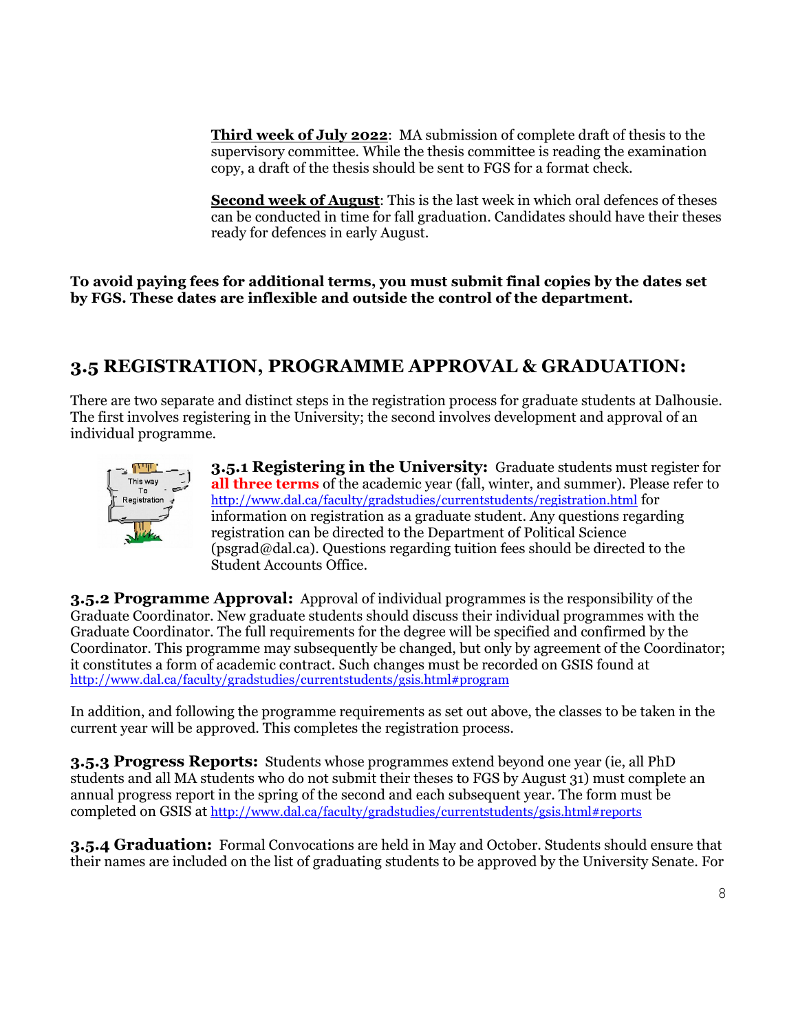**Third week of July 2022**: MA submission of complete draft of thesis to the supervisory committee. While the thesis committee is reading the examination copy, a draft of the thesis should be sent to FGS for a format check.

**Second week of August**: This is the last week in which oral defences of theses can be conducted in time for fall graduation. Candidates should have their theses ready for defences in early August.

**To avoid paying fees for additional terms, you must submit final copies by the dates set by FGS. These dates are inflexible and outside the control of the department.**

## 3.5 REGISTRATION, PROGRAMME APPROVAL & GRADUATION:

There are two separate and distinct steps in the registration process for graduate students at Dalhousie. The first involves registering in the University; the second involves development and approval of an individual programme.

**3.5.1 Registering in the University:** Graduate students must register for **all three terms** of the academic year (fall, winter, and summer). Please refer to http://www.dal.ca/faculty/gradstudies/currentstudents/registration.html for information on registration as a graduate student. Any questions regarding registration can be directed to the Department of Political Science (psgrad@dal.ca). Questions regarding tuition fees should be directed to the Student Accounts Office.

**3.5.2 Programme Approval:** Approval of individual programmes is the responsibility of the Graduate Coordinator. New graduate students should discuss their individual programmes with the Graduate Coordinator. The full requirements for the degree will be specified and confirmed by the Coordinator. This programme may subsequently be changed, but only by agreement of the Coordinator; it constitutes a form of academic contract. Such changes must be recorded on GSIS found at http://www.dal.ca/faculty/gradstudies/currentstudents/gsis.html#program

In addition, and following the programme requirements as set out above, the classes to be taken in the current year will be approved. This completes the registration process.

**3.5.3 Progress Reports:** Students whose programmes extend beyond one year (ie, all PhD students and all MA students who do not submit their theses to FGS by August 31) must complete an annual progress report in the spring of the second and each subsequent year. The form must be completed on GSIS at http://www.dal.ca/faculty/gradstudies/currentstudents/gsis.html#reports

**3.5.4 Graduation:** Formal Convocations are held in May and October. Students should ensure that their names are included on the list of graduating students to be approved by the University Senate. For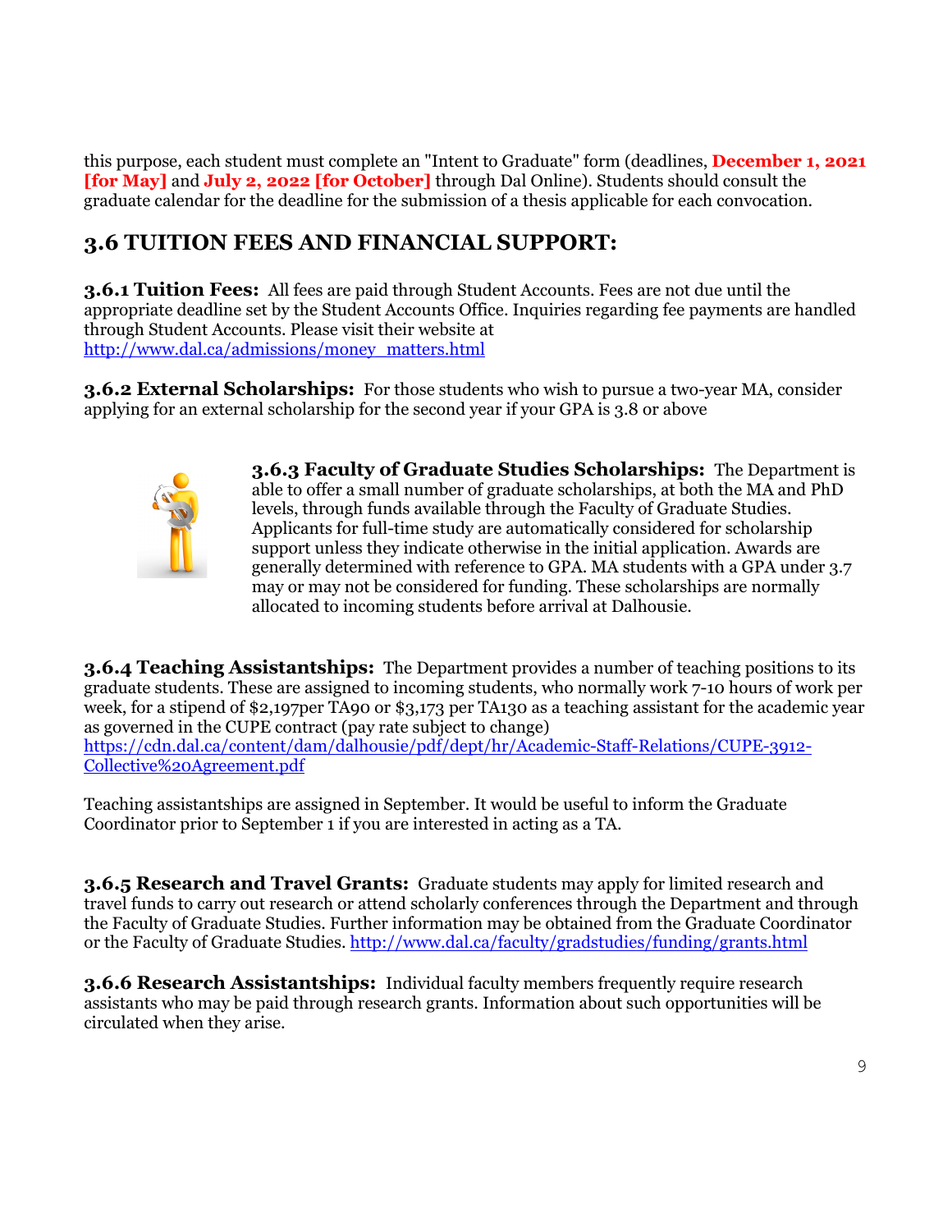this purpose, each student must complete an "Intent to Graduate" form (deadlines, **December 1, 2021 [for May]** and **July 2, 2022 [for October]** through Dal Online). Students should consult the graduate calendar for the deadline for the submission of a thesis applicable for each convocation.

## 3.6 TUITION FEES AND FINANCIAL SUPPORT:

**3.6.1 Tuition Fees:** All fees are paid through Student Accounts. Fees are not due until the appropriate deadline set by the Student Accounts Office. Inquiries regarding fee payments are handled through Student Accounts. Please visit their website at http://www.dal.ca/admissions/money_matters.html

**3.6.2 External Scholarships:** For those students who wish to pursue a two-year MA, consider applying for an external scholarship for the second year if your GPA is 3.8 or above

**3.6.3 Faculty of Graduate Studies Scholarships:** The Department is able to offer a small number of graduate scholarships, at both the MA and PhD levels, through funds available through the Faculty of Graduate Studies. Applicants for full-time study are automatically considered for scholarship support unless they indicate otherwise in the initial application. Awards are generally determined with reference to GPA. MA students with a GPA under 3.7 may or may not be considered for funding. These scholarships are normally allocated to incoming students before arrival at Dalhousie.

**3.6.4 Teaching Assistantships:** The Department provides a number of teaching positions to its graduate students. These are assigned to incoming students, who normally work 7-10 hours of work per week, for a stipend of $2,197per TA90 or $3,173 per TA130 as a teaching assistant for the academic year as governed in the CUPE contract (pay rate subject to change) https://cdn.dal.ca/content/dam/dalhousie/pdf/dept/hr/Academic-Staff-Relations/CUPE-3912-Collective%20Agreement.pdf

Teaching assistantships are assigned in September. It would be useful to inform the Graduate Coordinator prior to September 1 if you are interested in acting as a TA.

**3.6.5 Research and Travel Grants:** Graduate students may apply for limited research and travel funds to carry out research or attend scholarly conferences through the Department and through the Faculty of Graduate Studies. Further information may be obtained from the Graduate Coordinator or the Faculty of Graduate Studies. http://www.dal.ca/faculty/gradstudies/funding/grants.html

**3.6.6 Research Assistantships:** Individual faculty members frequently require research assistants who may be paid through research grants. Information about such opportunities will be circulated when they arise.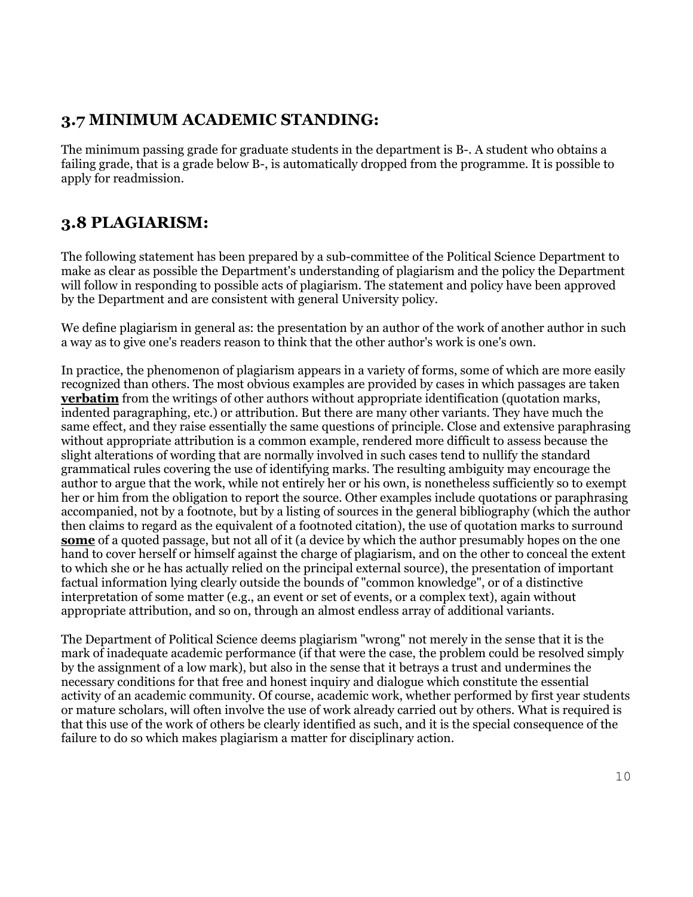## 3.7 MINIMUM ACADEMIC STANDING:

The minimum passing grade for graduate students in the department is B-. A student who obtains a failing grade, that is a grade below B-, is automatically dropped from the programme. It is possible to apply for readmission.

## 3.8 PLAGIARISM:

The following statement has been prepared by a sub-committee of the Political Science Department to make as clear as possible the Department's understanding of plagiarism and the policy the Department will follow in responding to possible acts of plagiarism. The statement and policy have been approved by the Department and are consistent with general University policy.

We define plagiarism in general as: the presentation by an author of the work of another author in such a way as to give one's readers reason to think that the other author's work is one's own.

In practice, the phenomenon of plagiarism appears in a variety of forms, some of which are more easily recognized than others. The most obvious examples are provided by cases in which passages are taken **verbatim** from the writings of other authors without appropriate identification (quotation marks, indented paragraphing, etc.) or attribution. But there are many other variants. They have much the same effect, and they raise essentially the same questions of principle. Close and extensive paraphrasing without appropriate attribution is a common example, rendered more difficult to assess because the slight alterations of wording that are normally involved in such cases tend to nullify the standard grammatical rules covering the use of identifying marks. The resulting ambiguity may encourage the author to argue that the work, while not entirely her or his own, is nonetheless sufficiently so to exempt her or him from the obligation to report the source. Other examples include quotations or paraphrasing accompanied, not by a footnote, but by a listing of sources in the general bibliography (which the author then claims to regard as the equivalent of a footnoted citation), the use of quotation marks to surround **some** of a quoted passage, but not all of it (a device by which the author presumably hopes on the one hand to cover herself or himself against the charge of plagiarism, and on the other to conceal the extent to which she or he has actually relied on the principal external source), the presentation of important factual information lying clearly outside the bounds of "common knowledge", or of a distinctive interpretation of some matter (e.g., an event or set of events, or a complex text), again without appropriate attribution, and so on, through an almost endless array of additional variants.

The Department of Political Science deems plagiarism "wrong" not merely in the sense that it is the mark of inadequate academic performance (if that were the case, the problem could be resolved simply by the assignment of a low mark), but also in the sense that it betrays a trust and undermines the necessary conditions for that free and honest inquiry and dialogue which constitute the essential activity of an academic community. Of course, academic work, whether performed by first year students or mature scholars, will often involve the use of work already carried out by others. What is required is that this use of the work of others be clearly identified as such, and it is the special consequence of the failure to do so which makes plagiarism a matter for disciplinary action.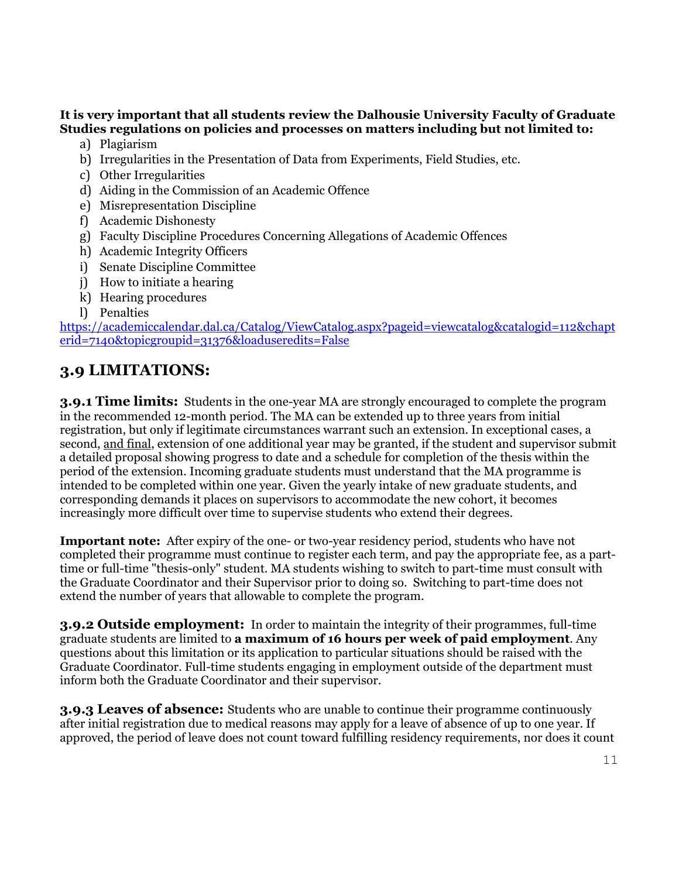**It is very important that all students review the Dalhousie University Faculty of Graduate Studies regulations on policies and processes on matters including but not limited to:**

a) Plagiarism
b) Irregularities in the Presentation of Data from Experiments, Field Studies, etc.
c) Other Irregularities
d) Aiding in the Commission of an Academic Offence
e) Misrepresentation Discipline
f) Academic Dishonesty
g) Faculty Discipline Procedures Concerning Allegations of Academic Offences
h) Academic Integrity Officers
i) Senate Discipline Committee
j) How to initiate a hearing
k) Hearing procedures
l) Penalties

https://academiccalendar.dal.ca/Catalog/ViewCatalog.aspx?pageid=viewcatalog&catalogid=112&chapterid=7140&topicgroupid=31376&loaduseredits=False

## 3.9 LIMITATIONS:

**3.9.1 Time limits:** Students in the one-year MA are strongly encouraged to complete the program in the recommended 12-month period. The MA can be extended up to three years from initial registration, but only if legitimate circumstances warrant such an extension. In exceptional cases, a second, <u>and final</u>, extension of one additional year may be granted, if the student and supervisor submit a detailed proposal showing progress to date and a schedule for completion of the thesis within the period of the extension. Incoming graduate students must understand that the MA programme is intended to be completed within one year. Given the yearly intake of new graduate students, and corresponding demands it places on supervisors to accommodate the new cohort, it becomes increasingly more difficult over time to supervise students who extend their degrees.

**Important note:** After expiry of the one- or two-year residency period, students who have not completed their programme must continue to register each term, and pay the appropriate fee, as a part-time or full-time "thesis-only" student. MA students wishing to switch to part-time must consult with the Graduate Coordinator and their Supervisor prior to doing so. Switching to part-time does not extend the number of years that allowable to complete the program.

**3.9.2 Outside employment:** In order to maintain the integrity of their programmes, full-time graduate students are limited to **a maximum of 16 hours per week of paid employment**. Any questions about this limitation or its application to particular situations should be raised with the Graduate Coordinator. Full-time students engaging in employment outside of the department must inform both the Graduate Coordinator and their supervisor.

**3.9.3 Leaves of absence:** Students who are unable to continue their programme continuously after initial registration due to medical reasons may apply for a leave of absence of up to one year. If approved, the period of leave does not count toward fulfilling residency requirements, nor does it count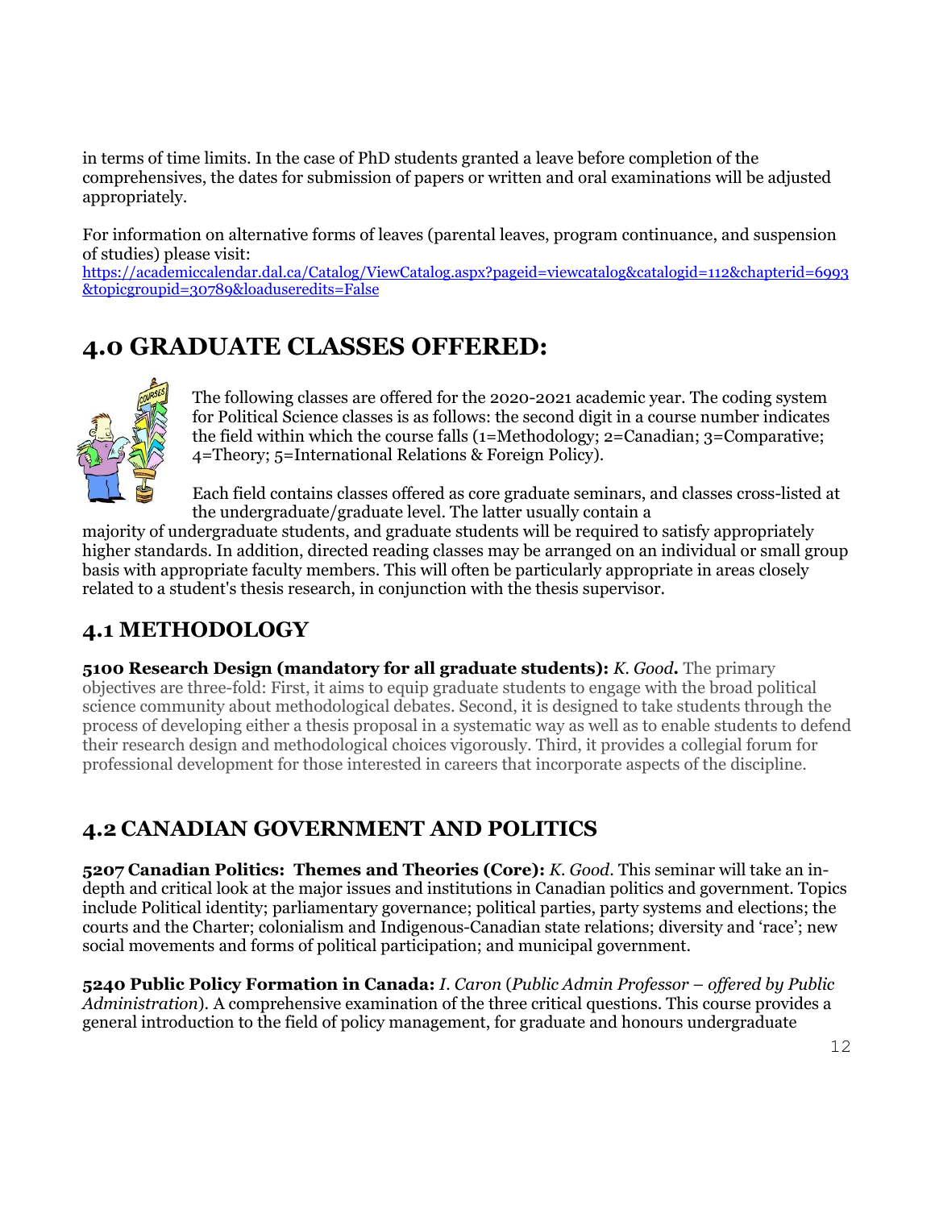in terms of time limits. In the case of PhD students granted a leave before completion of the comprehensives, the dates for submission of papers or written and oral examinations will be adjusted appropriately.

For information on alternative forms of leaves (parental leaves, program continuance, and suspension of studies) please visit:
https://academiccalendar.dal.ca/Catalog/ViewCatalog.aspx?pageid=viewcatalog&catalogid=112&chapterid=6993&topicgroupid=30789&loaduseredits=False

# 4.0 GRADUATE CLASSES OFFERED:

The following classes are offered for the 2020-2021 academic year. The coding system for Political Science classes is as follows: the second digit in a course number indicates the field within which the course falls (1=Methodology; 2=Canadian; 3=Comparative; 4=Theory; 5=International Relations & Foreign Policy).

Each field contains classes offered as core graduate seminars, and classes cross-listed at the undergraduate/graduate level. The latter usually contain a majority of undergraduate students, and graduate students will be required to satisfy appropriately higher standards. In addition, directed reading classes may be arranged on an individual or small group basis with appropriate faculty members. This will often be particularly appropriate in areas closely related to a student's thesis research, in conjunction with the thesis supervisor.

## 4.1 METHODOLOGY

**5100 Research Design (mandatory for all graduate students):** *K. Good***.** The primary objectives are three-fold: First, it aims to equip graduate students to engage with the broad political science community about methodological debates. Second, it is designed to take students through the process of developing either a thesis proposal in a systematic way as well as to enable students to defend their research design and methodological choices vigorously. Third, it provides a collegial forum for professional development for those interested in careers that incorporate aspects of the discipline.

## 4.2 CANADIAN GOVERNMENT AND POLITICS

**5207 Canadian Politics: Themes and Theories (Core):** *K. Good*. This seminar will take an in-depth and critical look at the major issues and institutions in Canadian politics and government. Topics include Political identity; parliamentary governance; political parties, party systems and elections; the courts and the Charter; colonialism and Indigenous-Canadian state relations; diversity and 'race'; new social movements and forms of political participation; and municipal government.

**5240 Public Policy Formation in Canada:** *I. Caron* (*Public Admin Professor – offered by Public Administration*). A comprehensive examination of the three critical questions. This course provides a general introduction to the field of policy management, for graduate and honours undergraduate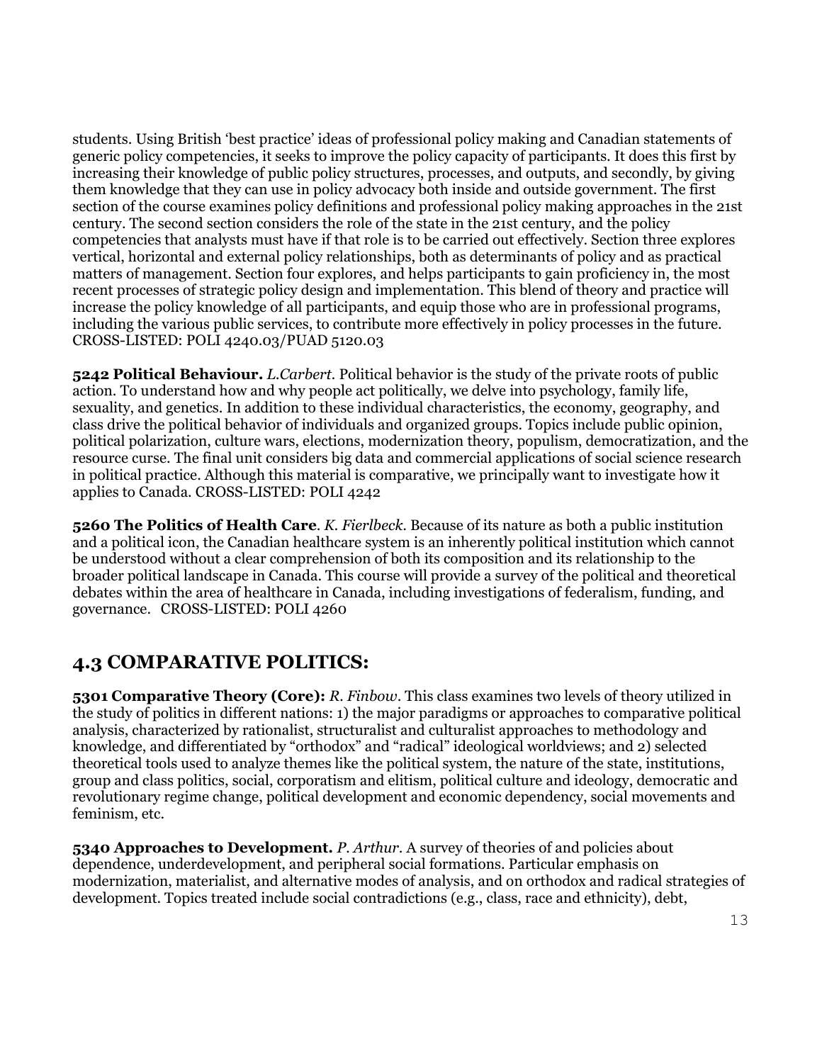students. Using British 'best practice' ideas of professional policy making and Canadian statements of generic policy competencies, it seeks to improve the policy capacity of participants. It does this first by increasing their knowledge of public policy structures, processes, and outputs, and secondly, by giving them knowledge that they can use in policy advocacy both inside and outside government. The first section of the course examines policy definitions and professional policy making approaches in the 21st century. The second section considers the role of the state in the 21st century, and the policy competencies that analysts must have if that role is to be carried out effectively. Section three explores vertical, horizontal and external policy relationships, both as determinants of policy and as practical matters of management. Section four explores, and helps participants to gain proficiency in, the most recent processes of strategic policy design and implementation. This blend of theory and practice will increase the policy knowledge of all participants, and equip those who are in professional programs, including the various public services, to contribute more effectively in policy processes in the future. CROSS-LISTED: POLI 4240.03/PUAD 5120.03

**5242 Political Behaviour.** *L.Carbert*. Political behavior is the study of the private roots of public action. To understand how and why people act politically, we delve into psychology, family life, sexuality, and genetics. In addition to these individual characteristics, the economy, geography, and class drive the political behavior of individuals and organized groups. Topics include public opinion, political polarization, culture wars, elections, modernization theory, populism, democratization, and the resource curse. The final unit considers big data and commercial applications of social science research in political practice. Although this material is comparative, we principally want to investigate how it applies to Canada. CROSS-LISTED: POLI 4242

**5260 The Politics of Health Care**. *K. Fierlbeck*. Because of its nature as both a public institution and a political icon, the Canadian healthcare system is an inherently political institution which cannot be understood without a clear comprehension of both its composition and its relationship to the broader political landscape in Canada. This course will provide a survey of the political and theoretical debates within the area of healthcare in Canada, including investigations of federalism, funding, and governance. CROSS-LISTED: POLI 4260

## 4.3 COMPARATIVE POLITICS:

**5301 Comparative Theory (Core):** *R. Finbow*. This class examines two levels of theory utilized in the study of politics in different nations: 1) the major paradigms or approaches to comparative political analysis, characterized by rationalist, structuralist and culturalist approaches to methodology and knowledge, and differentiated by "orthodox" and "radical" ideological worldviews; and 2) selected theoretical tools used to analyze themes like the political system, the nature of the state, institutions, group and class politics, social, corporatism and elitism, political culture and ideology, democratic and revolutionary regime change, political development and economic dependency, social movements and feminism, etc.

**5340 Approaches to Development.** *P. Arthur*. A survey of theories of and policies about dependence, underdevelopment, and peripheral social formations. Particular emphasis on modernization, materialist, and alternative modes of analysis, and on orthodox and radical strategies of development. Topics treated include social contradictions (e.g., class, race and ethnicity), debt,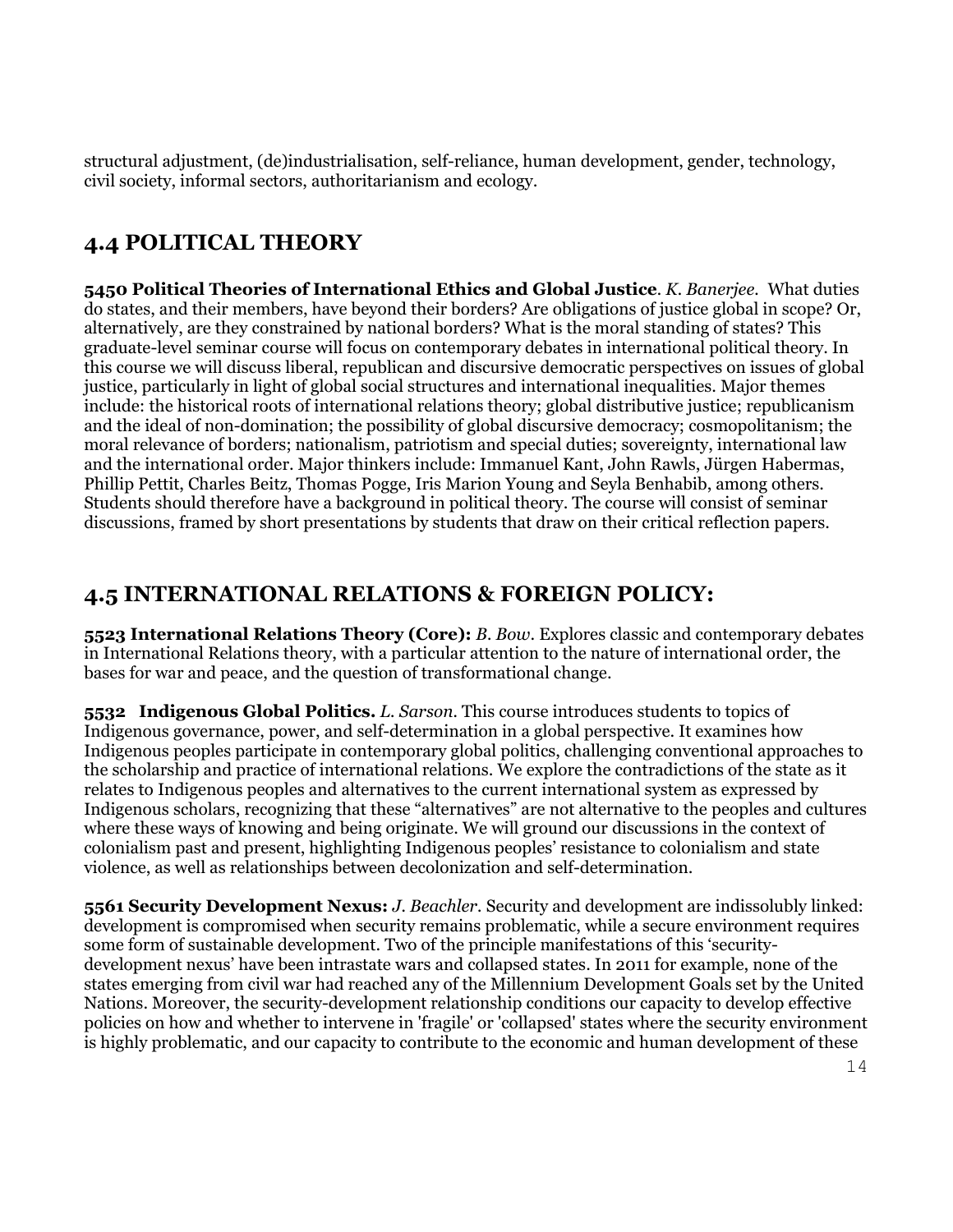structural adjustment, (de)industrialisation, self-reliance, human development, gender, technology, civil society, informal sectors, authoritarianism and ecology.

## 4.4 POLITICAL THEORY

**5450 Political Theories of International Ethics and Global Justice**. *K. Banerjee*. What duties do states, and their members, have beyond their borders? Are obligations of justice global in scope? Or, alternatively, are they constrained by national borders? What is the moral standing of states? This graduate-level seminar course will focus on contemporary debates in international political theory. In this course we will discuss liberal, republican and discursive democratic perspectives on issues of global justice, particularly in light of global social structures and international inequalities. Major themes include: the historical roots of international relations theory; global distributive justice; republicanism and the ideal of non-domination; the possibility of global discursive democracy; cosmopolitanism; the moral relevance of borders; nationalism, patriotism and special duties; sovereignty, international law and the international order. Major thinkers include: Immanuel Kant, John Rawls, Jürgen Habermas, Phillip Pettit, Charles Beitz, Thomas Pogge, Iris Marion Young and Seyla Benhabib, among others. Students should therefore have a background in political theory. The course will consist of seminar discussions, framed by short presentations by students that draw on their critical reflection papers.

## 4.5 INTERNATIONAL RELATIONS & FOREIGN POLICY:

**5523 International Relations Theory (Core):** *B. Bow*. Explores classic and contemporary debates in International Relations theory, with a particular attention to the nature of international order, the bases for war and peace, and the question of transformational change.

**5532 Indigenous Global Politics.** *L. Sarson*. This course introduces students to topics of Indigenous governance, power, and self-determination in a global perspective. It examines how Indigenous peoples participate in contemporary global politics, challenging conventional approaches to the scholarship and practice of international relations. We explore the contradictions of the state as it relates to Indigenous peoples and alternatives to the current international system as expressed by Indigenous scholars, recognizing that these "alternatives" are not alternative to the peoples and cultures where these ways of knowing and being originate. We will ground our discussions in the context of colonialism past and present, highlighting Indigenous peoples' resistance to colonialism and state violence, as well as relationships between decolonization and self-determination.

**5561 Security Development Nexus:** *J. Beachler*. Security and development are indissolubly linked: development is compromised when security remains problematic, while a secure environment requires some form of sustainable development. Two of the principle manifestations of this 'security-development nexus' have been intrastate wars and collapsed states. In 2011 for example, none of the states emerging from civil war had reached any of the Millennium Development Goals set by the United Nations. Moreover, the security-development relationship conditions our capacity to develop effective policies on how and whether to intervene in 'fragile' or 'collapsed' states where the security environment is highly problematic, and our capacity to contribute to the economic and human development of these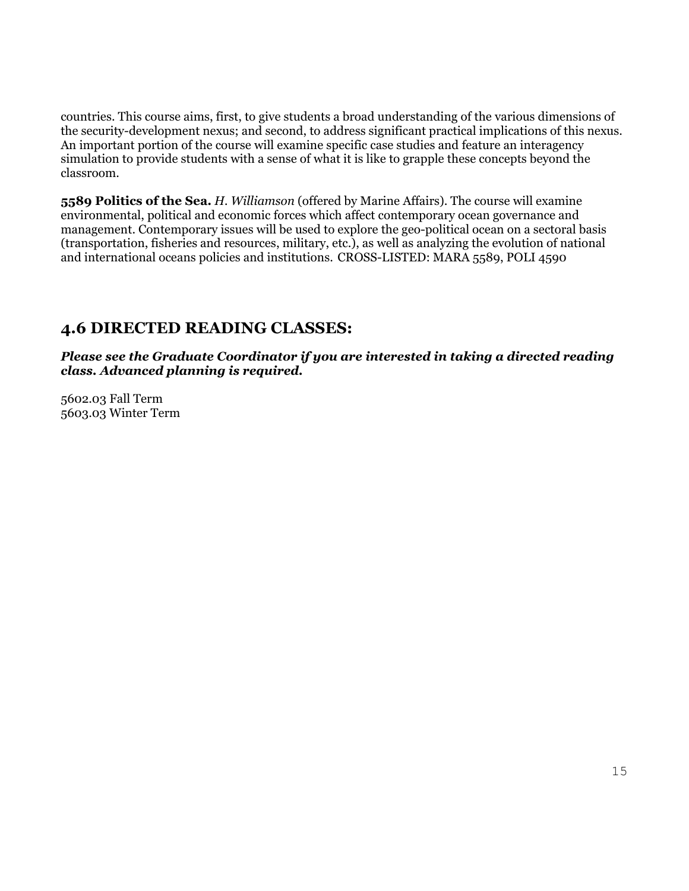countries. This course aims, first, to give students a broad understanding of the various dimensions of the security-development nexus; and second, to address significant practical implications of this nexus. An important portion of the course will examine specific case studies and feature an interagency simulation to provide students with a sense of what it is like to grapple these concepts beyond the classroom.

**5589 Politics of the Sea.** *H. Williamson* (offered by Marine Affairs). The course will examine environmental, political and economic forces which affect contemporary ocean governance and management. Contemporary issues will be used to explore the geo-political ocean on a sectoral basis (transportation, fisheries and resources, military, etc.), as well as analyzing the evolution of national and international oceans policies and institutions. CROSS-LISTED: MARA 5589, POLI 4590

## 4.6 DIRECTED READING CLASSES:

***Please see the Graduate Coordinator if you are interested in taking a directed reading class. Advanced planning is required.***

5602.03 Fall Term
5603.03 Winter Term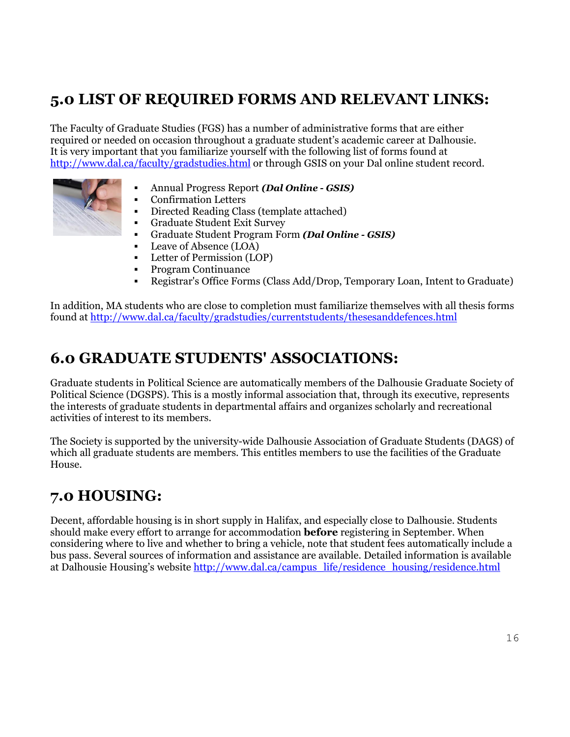## 5.0 LIST OF REQUIRED FORMS AND RELEVANT LINKS:

The Faculty of Graduate Studies (FGS) has a number of administrative forms that are either required or needed on occasion throughout a graduate student's academic career at Dalhousie. It is very important that you familiarize yourself with the following list of forms found at http://www.dal.ca/faculty/gradstudies.html or through GSIS on your Dal online student record.

- Annual Progress Report ***(Dal Online - GSIS)***
- Confirmation Letters
- Directed Reading Class (template attached)
- Graduate Student Exit Survey
- Graduate Student Program Form ***(Dal Online - GSIS)***
- Leave of Absence (LOA)
- Letter of Permission (LOP)
- Program Continuance
- Registrar's Office Forms (Class Add/Drop, Temporary Loan, Intent to Graduate)

In addition, MA students who are close to completion must familiarize themselves with all thesis forms found at http://www.dal.ca/faculty/gradstudies/currentstudents/thesesanddefences.html

## 6.0 GRADUATE STUDENTS' ASSOCIATIONS:

Graduate students in Political Science are automatically members of the Dalhousie Graduate Society of Political Science (DGSPS). This is a mostly informal association that, through its executive, represents the interests of graduate students in departmental affairs and organizes scholarly and recreational activities of interest to its members.

The Society is supported by the university-wide Dalhousie Association of Graduate Students (DAGS) of which all graduate students are members. This entitles members to use the facilities of the Graduate House.

## 7.0 HOUSING:

Decent, affordable housing is in short supply in Halifax, and especially close to Dalhousie. Students should make every effort to arrange for accommodation **before** registering in September. When considering where to live and whether to bring a vehicle, note that student fees automatically include a bus pass. Several sources of information and assistance are available. Detailed information is available at Dalhousie Housing's website http://www.dal.ca/campus_life/residence_housing/residence.html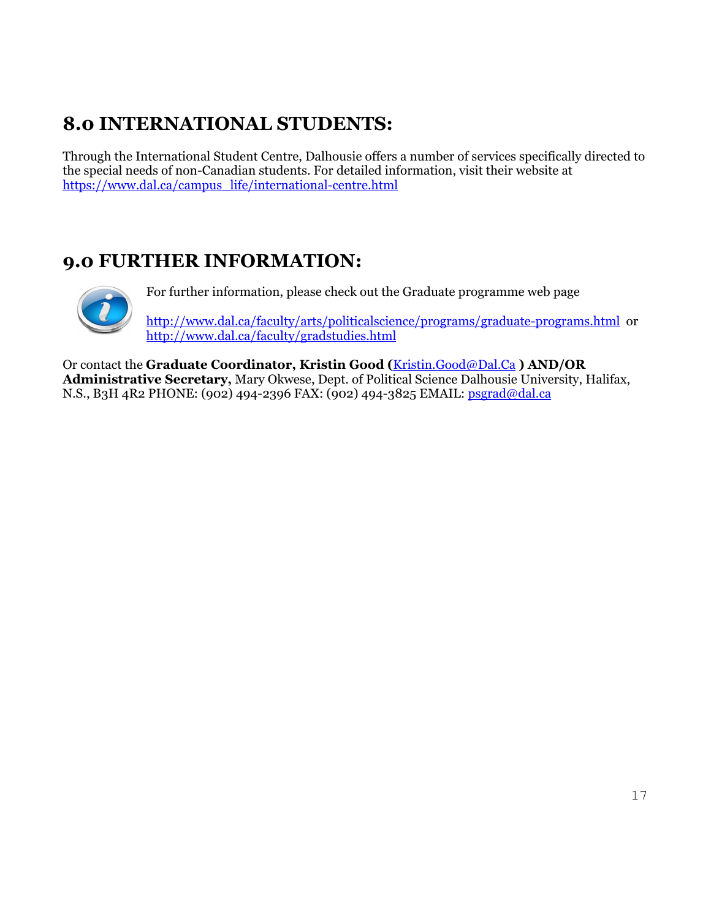## 8.0 INTERNATIONAL STUDENTS:

Through the International Student Centre, Dalhousie offers a number of services specifically directed to the special needs of non-Canadian students. For detailed information, visit their website at https://www.dal.ca/campus_life/international-centre.html

## 9.0 FURTHER INFORMATION:

For further information, please check out the Graduate programme web page

http://www.dal.ca/faculty/arts/politicalscience/programs/graduate-programs.html or http://www.dal.ca/faculty/gradstudies.html

Or contact the **Graduate Coordinator, Kristin Good (**Kristin.Good@Dal.Ca **) AND/OR Administrative Secretary,** Mary Okwese, Dept. of Political Science Dalhousie University, Halifax, N.S., B3H 4R2 PHONE: (902) 494-2396 FAX: (902) 494-3825 EMAIL: psgrad@dal.ca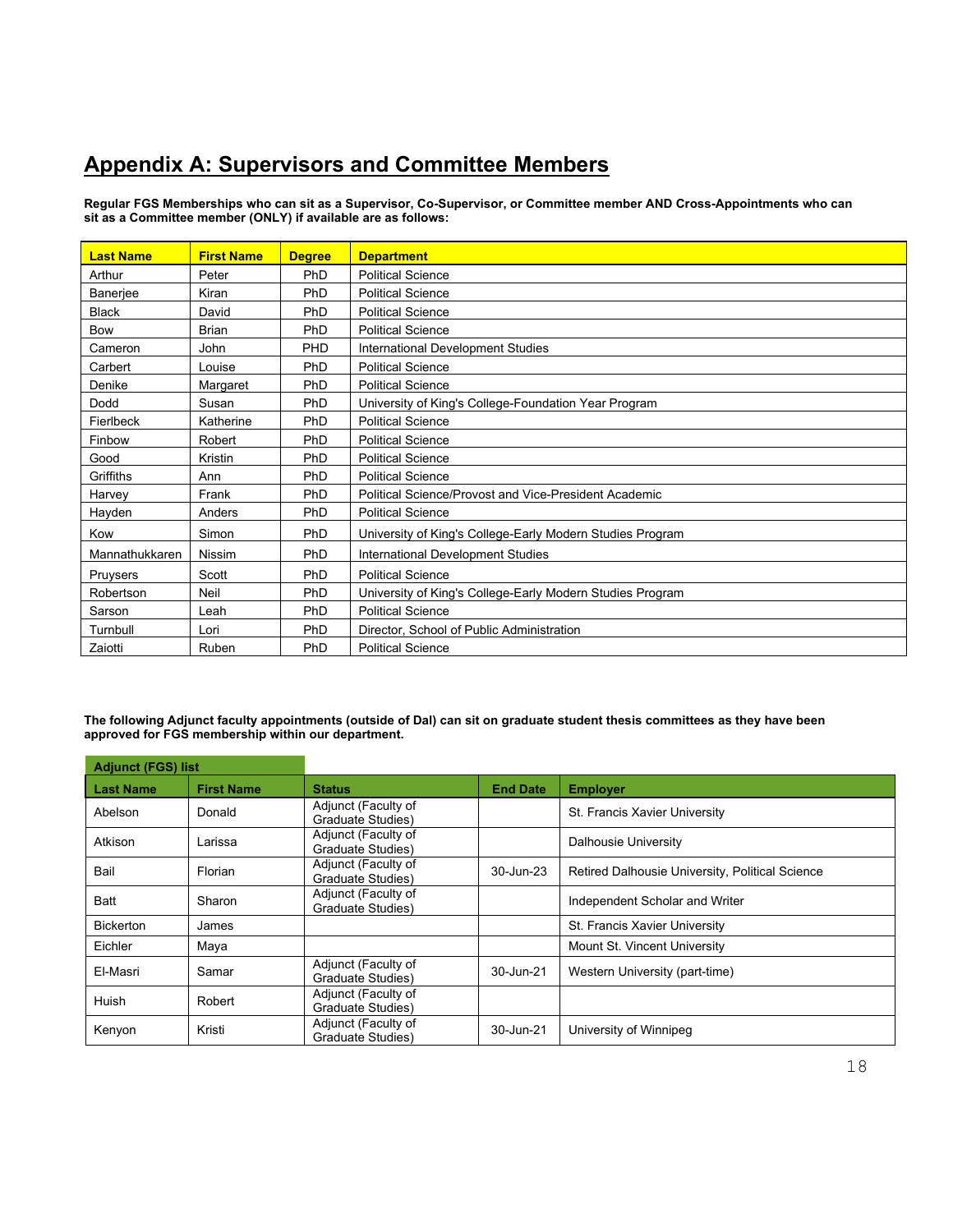# Appendix A: Supervisors and Committee Members

**Regular FGS Memberships who can sit as a Supervisor, Co-Supervisor, or Committee member AND Cross-Appointments who can sit as a Committee member (ONLY) if available are as follows:**

| Last Name | First Name | Degree | Department |
|---|---|---|---|
| Arthur | Peter | PhD | Political Science |
| Banerjee | Kiran | PhD | Political Science |
| Black | David | PhD | Political Science |
| Bow | Brian | PhD | Political Science |
| Cameron | John | PHD | International Development Studies |
| Carbert | Louise | PhD | Political Science |
| Denike | Margaret | PhD | Political Science |
| Dodd | Susan | PhD | University of King's College-Foundation Year Program |
| Fierlbeck | Katherine | PhD | Political Science |
| Finbow | Robert | PhD | Political Science |
| Good | Kristin | PhD | Political Science |
| Griffiths | Ann | PhD | Political Science |
| Harvey | Frank | PhD | Political Science/Provost and Vice-President Academic |
| Hayden | Anders | PhD | Political Science |
| Kow | Simon | PhD | University of King's College-Early Modern Studies Program |
| Mannathukkaren | Nissim | PhD | International Development Studies |
| Pruysers | Scott | PhD | Political Science |
| Robertson | Neil | PhD | University of King's College-Early Modern Studies Program |
| Sarson | Leah | PhD | Political Science |
| Turnbull | Lori | PhD | Director, School of Public Administration |
| Zaiotti | Ruben | PhD | Political Science |

**The following Adjunct faculty appointments (outside of Dal) can sit on graduate student thesis committees as they have been approved for FGS membership within our department.**

| Adjunct (FGS) list | | | | |
|---|---|---|---|---|
| **Last Name** | **First Name** | **Status** | **End Date** | **Employer** |
| Abelson | Donald | Adjunct (Faculty of Graduate Studies) | | St. Francis Xavier University |
| Atkison | Larissa | Adjunct (Faculty of Graduate Studies) | | Dalhousie University |
| Bail | Florian | Adjunct (Faculty of Graduate Studies) | 30-Jun-23 | Retired Dalhousie University, Political Science |
| Batt | Sharon | Adjunct (Faculty of Graduate Studies) | | Independent Scholar and Writer |
| Bickerton | James | | | St. Francis Xavier University |
| Eichler | Maya | | | Mount St. Vincent University |
| El-Masri | Samar | Adjunct (Faculty of Graduate Studies) | 30-Jun-21 | Western University (part-time) |
| Huish | Robert | Adjunct (Faculty of Graduate Studies) | | |
| Kenyon | Kristi | Adjunct (Faculty of Graduate Studies) | 30-Jun-21 | University of Winnipeg |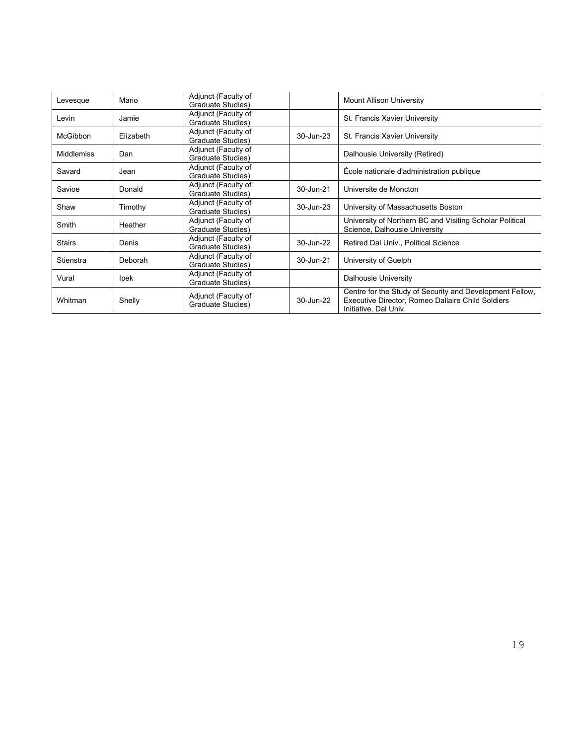| Levesque | Mario | Adjunct (Faculty of Graduate Studies) | | Mount Allison University |
|---|---|---|---|---|
| Levin | Jamie | Adjunct (Faculty of Graduate Studies) | | St. Francis Xavier University |
| McGibbon | Elizabeth | Adjunct (Faculty of Graduate Studies) | 30-Jun-23 | St. Francis Xavier University |
| Middlemiss | Dan | Adjunct (Faculty of Graduate Studies) | | Dalhousie University (Retired) |
| Savard | Jean | Adjunct (Faculty of Graduate Studies) | | École nationale d'administration publique |
| Savioe | Donald | Adjunct (Faculty of Graduate Studies) | 30-Jun-21 | Universite de Moncton |
| Shaw | Timothy | Adjunct (Faculty of Graduate Studies) | 30-Jun-23 | University of Massachusetts Boston |
| Smith | Heather | Adjunct (Faculty of Graduate Studies) | | University of Northern BC and Visiting Scholar Political Science, Dalhousie University |
| Stairs | Denis | Adjunct (Faculty of Graduate Studies) | 30-Jun-22 | Retired Dal Univ., Political Science |
| Stienstra | Deborah | Adjunct (Faculty of Graduate Studies) | 30-Jun-21 | University of Guelph |
| Vural | Ipek | Adjunct (Faculty of Graduate Studies) | | Dalhousie University |
| Whitman | Shelly | Adjunct (Faculty of Graduate Studies) | 30-Jun-22 | Centre for the Study of Security and Development Fellow, Executive Director, Romeo Dallaire Child Soldiers Initiative, Dal Univ. |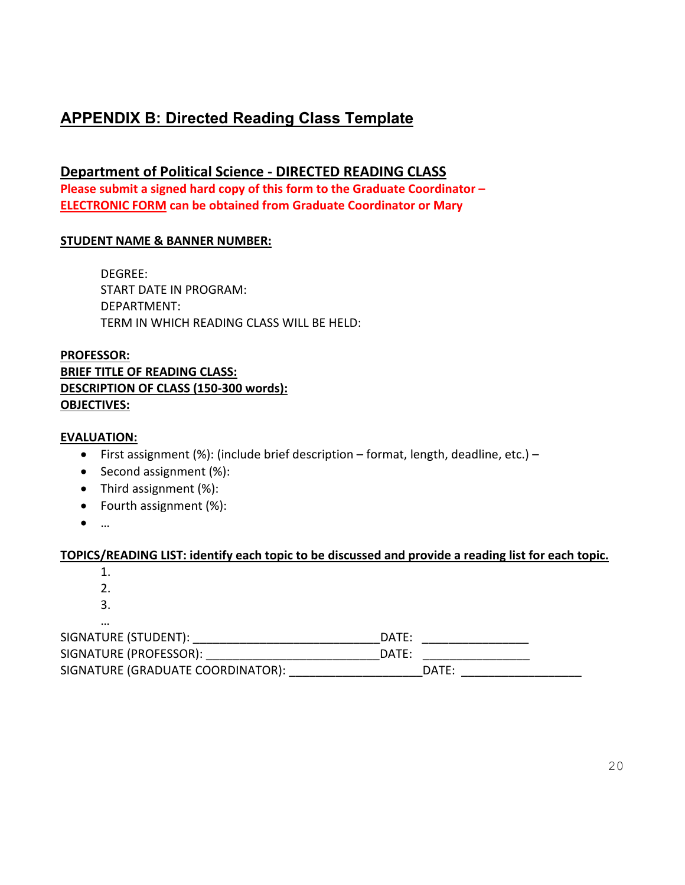## APPENDIX B: Directed Reading Class Template

### Department of Political Science - DIRECTED READING CLASS

**Please submit a signed hard copy of this form to the Graduate Coordinator – ELECTRONIC FORM can be obtained from Graduate Coordinator or Mary**

**STUDENT NAME & BANNER NUMBER:**

DEGREE:
START DATE IN PROGRAM:
DEPARTMENT:
TERM IN WHICH READING CLASS WILL BE HELD:

**PROFESSOR:**
**BRIEF TITLE OF READING CLASS:**
**DESCRIPTION OF CLASS (150-300 words):**
**OBJECTIVES:**

**EVALUATION:**

- First assignment (%): (include brief description – format, length, deadline, etc.) –
- Second assignment (%):
- Third assignment (%):
- Fourth assignment (%):
- …

**TOPICS/READING LIST: identify each topic to be discussed and provide a reading list for each topic.**

1.
2.
3.

…

SIGNATURE (STUDENT): ___________________________DATE: _______________
SIGNATURE (PROFESSOR): _________________________DATE: _______________
SIGNATURE (GRADUATE COORDINATOR): ___________________DATE: _________________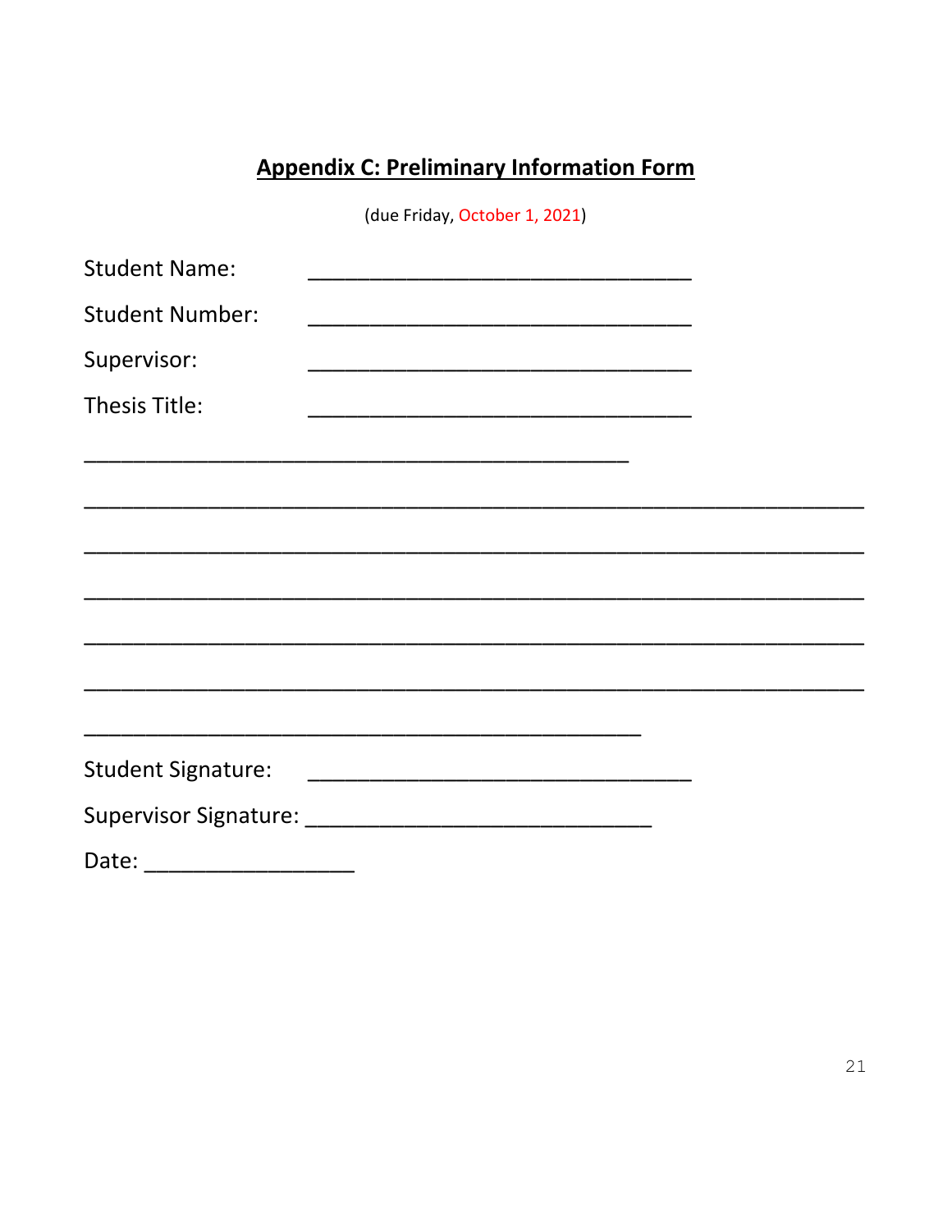## Appendix C: Preliminary Information Form

(due Friday, October 1, 2021)

Student Name: ________________________________

Student Number: ________________________________

Supervisor: ________________________________

Thesis Title: ________________________________

_____________________________________________

_________________________________________________________________

_________________________________________________________________

_________________________________________________________________

_________________________________________________________________

_________________________________________________________________

______________________________________________

Student Signature: ________________________________

Supervisor Signature: ____________________________

Date: _________________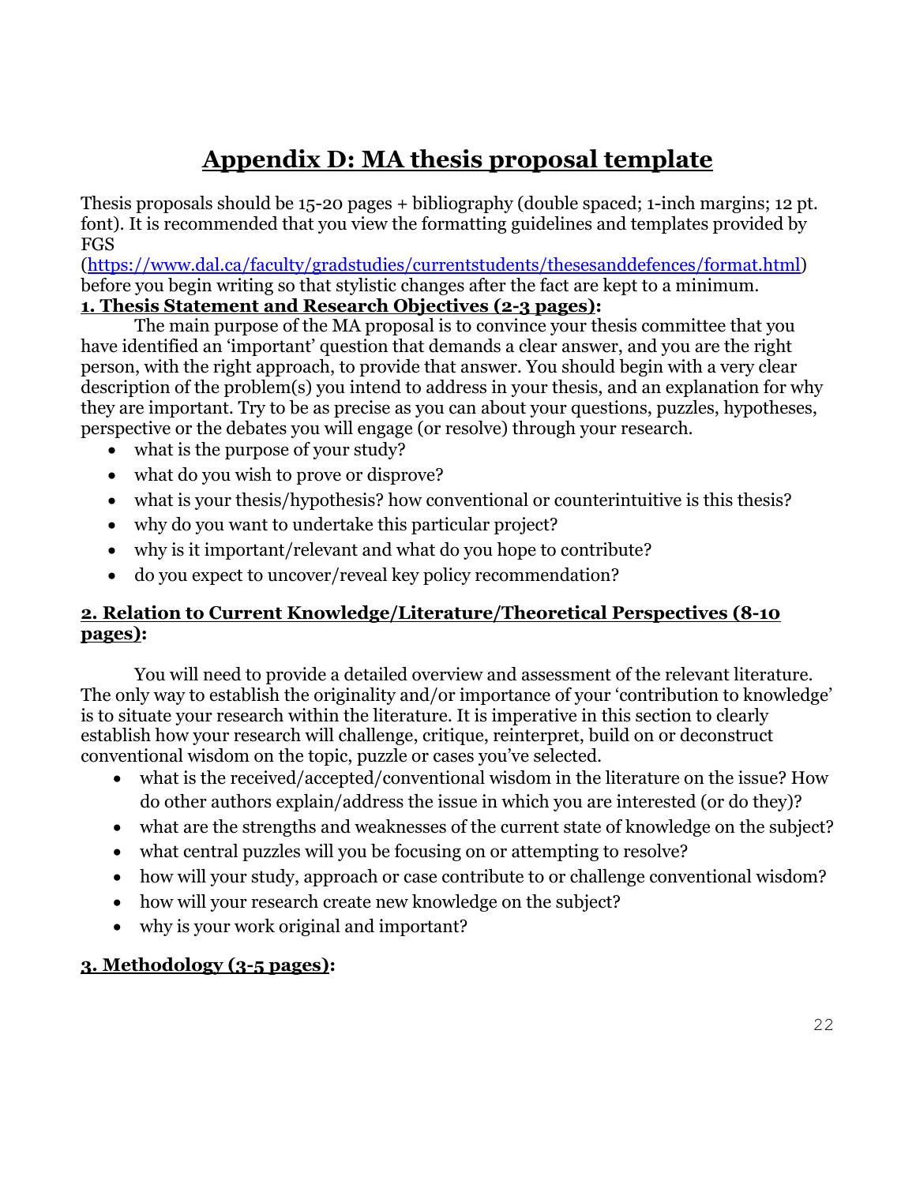# Appendix D: MA thesis proposal template

Thesis proposals should be 15-20 pages + bibliography (double spaced; 1-inch margins; 12 pt. font). It is recommended that you view the formatting guidelines and templates provided by FGS (https://www.dal.ca/faculty/gradstudies/currentstudents/thesesanddefences/format.html) before you begin writing so that stylistic changes after the fact are kept to a minimum.

**1. Thesis Statement and Research Objectives (2-3 pages):**

The main purpose of the MA proposal is to convince your thesis committee that you have identified an 'important' question that demands a clear answer, and you are the right person, with the right approach, to provide that answer. You should begin with a very clear description of the problem(s) you intend to address in your thesis, and an explanation for why they are important. Try to be as precise as you can about your questions, puzzles, hypotheses, perspective or the debates you will engage (or resolve) through your research.

- what is the purpose of your study?
- what do you wish to prove or disprove?
- what is your thesis/hypothesis? how conventional or counterintuitive is this thesis?
- why do you want to undertake this particular project?
- why is it important/relevant and what do you hope to contribute?
- do you expect to uncover/reveal key policy recommendation?

**2. Relation to Current Knowledge/Literature/Theoretical Perspectives (8-10 pages):**

You will need to provide a detailed overview and assessment of the relevant literature. The only way to establish the originality and/or importance of your 'contribution to knowledge' is to situate your research within the literature. It is imperative in this section to clearly establish how your research will challenge, critique, reinterpret, build on or deconstruct conventional wisdom on the topic, puzzle or cases you've selected.

- what is the received/accepted/conventional wisdom in the literature on the issue? How do other authors explain/address the issue in which you are interested (or do they)?
- what are the strengths and weaknesses of the current state of knowledge on the subject?
- what central puzzles will you be focusing on or attempting to resolve?
- how will your study, approach or case contribute to or challenge conventional wisdom?
- how will your research create new knowledge on the subject?
- why is your work original and important?

**3. Methodology (3-5 pages):**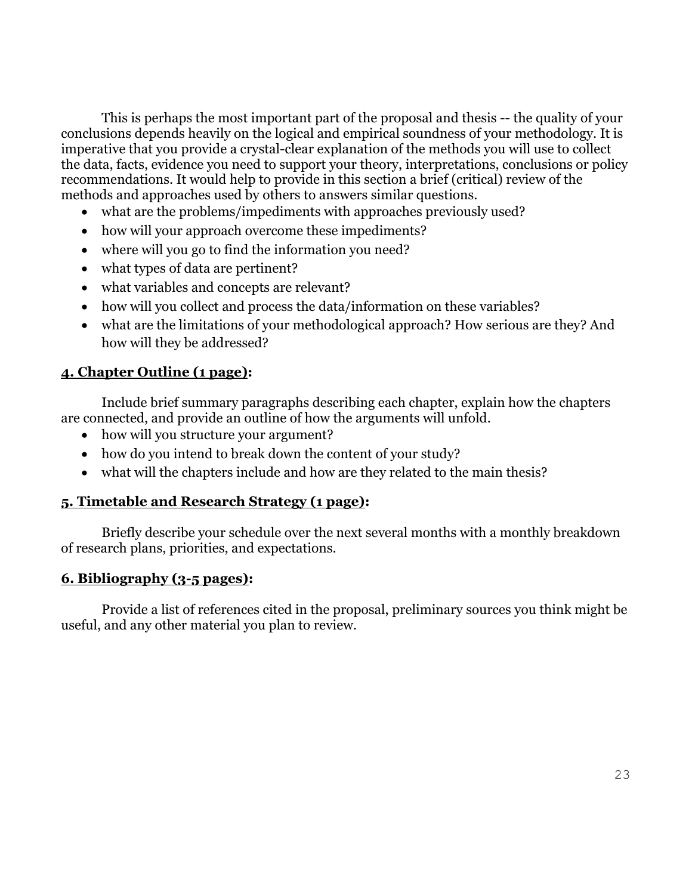This is perhaps the most important part of the proposal and thesis -- the quality of your conclusions depends heavily on the logical and empirical soundness of your methodology. It is imperative that you provide a crystal-clear explanation of the methods you will use to collect the data, facts, evidence you need to support your theory, interpretations, conclusions or policy recommendations. It would help to provide in this section a brief (critical) review of the methods and approaces used by others to answers similar questions.

- what are the problems/impediments with approaches previously used?
- how will your approach overcome these impediments?
- where will you go to find the information you need?
- what types of data are pertinent?
- what variables and concepts are relevant?
- how will you collect and process the data/information on these variables?
- what are the limitations of your methodological approach? How serious are they? And how will they be addressed?

## 4. Chapter Outline (1 page):

Include brief summary paragraphs describing each chapter, explain how the chapters are connected, and provide an outline of how the arguments will unfold.

- how will you structure your argument?
- how do you intend to break down the content of your study?
- what will the chapters include and how are they related to the main thesis?

## 5. Timetable and Research Strategy (1 page):

Briefly describe your schedule over the next several months with a monthly breakdown of research plans, priorities, and expectations.

## 6. Bibliography (3-5 pages):

Provide a list of references cited in the proposal, preliminary sources you think might be useful, and any other material you plan to review.